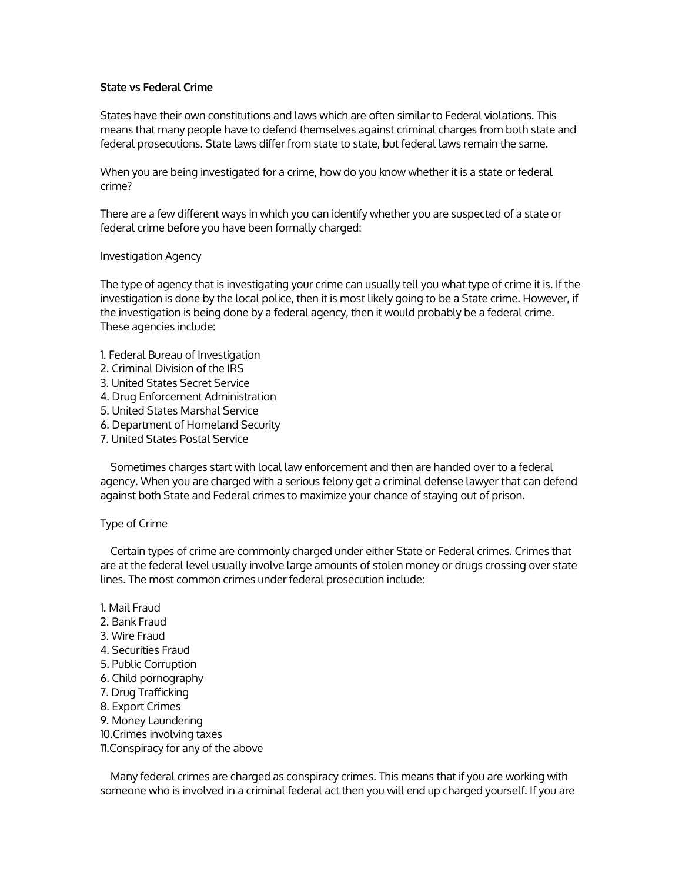**State vs Federal Crime**

States have their own constitutions and laws which are often similar to Federal violations. This means that many people have to defend themselves against criminal charges from both state and federal prosecutions. State laws differ from state to state, but federal laws remain the same.

When you are being investigated for a crime, how do you know whether it is a state or federal crime?

There are a few different ways in which you can identify whether you are suspected of a state or federal crime before you have been formally charged:

Investigation Agency

The type of agency that is investigating your crime can usually tell you what type of crime it is. If the investigation is done by the local police, then it is most likely going to be a State crime. However, if the investigation is being done by a federal agency, then it would probably be a federal crime. These agencies include:

1. Federal Bureau of Investigation
2. Criminal Division of the IRS
3. United States Secret Service
4. Drug Enforcement Administration
5. United States Marshal Service
6. Department of Homeland Security
7. United States Postal Service

Sometimes charges start with local law enforcement and then are handed over to a federal agency. When you are charged with a serious felony get a criminal defense lawyer that can defend against both State and Federal crimes to maximize your chance of staying out of prison.

Type of Crime

Certain types of crime are commonly charged under either State or Federal crimes. Crimes that are at the federal level usually involve large amounts of stolen money or drugs crossing over state lines. The most common crimes under federal prosecution include:

1. Mail Fraud
2. Bank Fraud
3. Wire Fraud
4. Securities Fraud
5. Public Corruption
6. Child pornography
7. Drug Trafficking
8. Export Crimes
9. Money Laundering
10. Crimes involving taxes
11. Conspiracy for any of the above

Many federal crimes are charged as conspiracy crimes. This means that if you are working with someone who is involved in a criminal federal act then you will end up charged yourself. If you are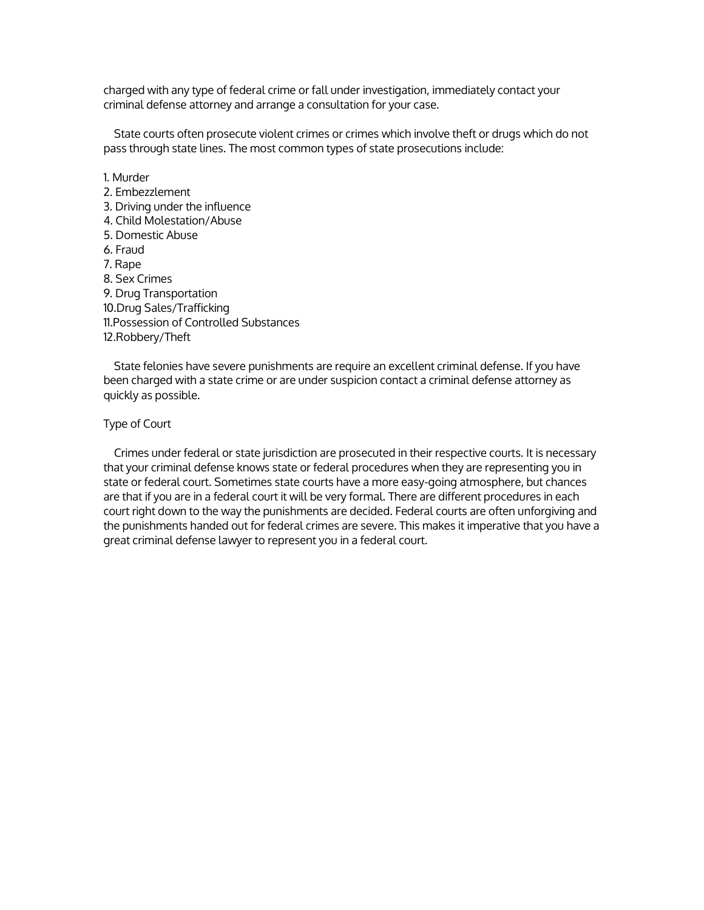charged with any type of federal crime or fall under investigation, immediately contact your criminal defense attorney and arrange a consultation for your case.

State courts often prosecute violent crimes or crimes which involve theft or drugs which do not pass through state lines. The most common types of state prosecutions include:

1. Murder
2. Embezzlement
3. Driving under the influence
4. Child Molestation/Abuse
5. Domestic Abuse
6. Fraud
7. Rape
8. Sex Crimes
9. Drug Transportation
10. Drug Sales/Trafficking
11. Possession of Controlled Substances
12. Robbery/Theft

State felonies have severe punishments are require an excellent criminal defense. If you have been charged with a state crime or are under suspicion contact a criminal defense attorney as quickly as possible.

## Type of Court

Crimes under federal or state jurisdiction are prosecuted in their respective courts. It is necessary that your criminal defense knows state or federal procedures when they are representing you in state or federal court. Sometimes state courts have a more easy-going atmosphere, but chances are that if you are in a federal court it will be very formal. There are different procedures in each court right down to the way the punishments are decided. Federal courts are often unforgiving and the punishments handed out for federal crimes are severe. This makes it imperative that you have a great criminal defense lawyer to represent you in a federal court.